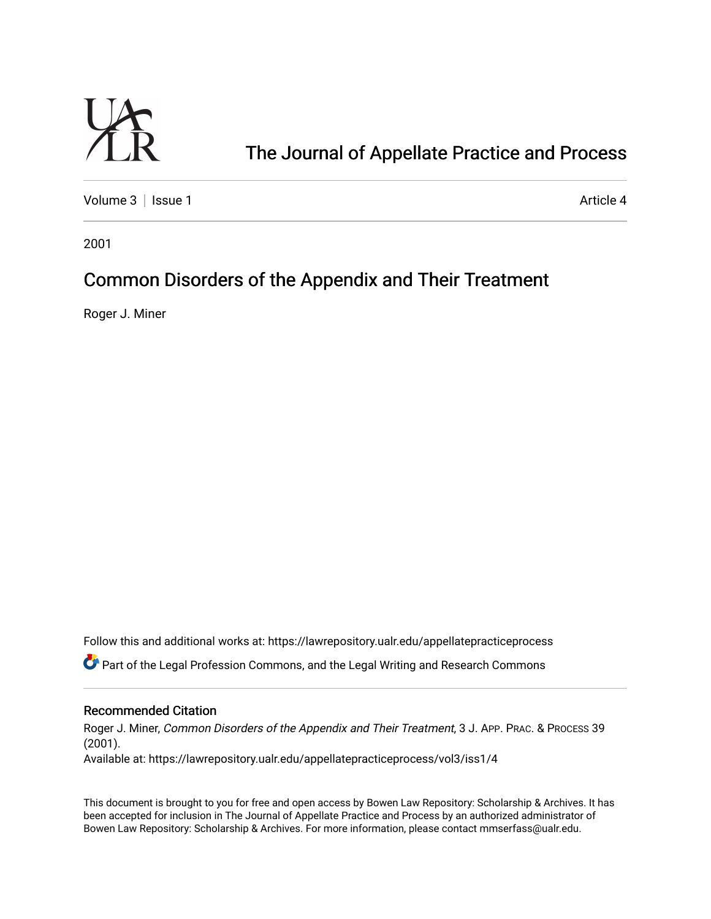# The Journal of Appellate Practice and Process

Volume 3 | Issue 1 Article 4

2001

## Common Disorders of the Appendix and Their Treatment

Roger J. Miner

Follow this and additional works at: https://lawrepository.ualr.edu/appellatepracticeprocess

Part of the Legal Profession Commons, and the Legal Writing and Research Commons

### Recommended Citation

Roger J. Miner, *Common Disorders of the Appendix and Their Treatment*, 3 J. APP. PRAC. & PROCESS 39 (2001).

Available at: https://lawrepository.ualr.edu/appellatepracticeprocess/vol3/iss1/4

This document is brought to you for free and open access by Bowen Law Repository: Scholarship & Archives. It has been accepted for inclusion in The Journal of Appellate Practice and Process by an authorized administrator of Bowen Law Repository: Scholarship & Archives. For more information, please contact mmserfass@ualr.edu.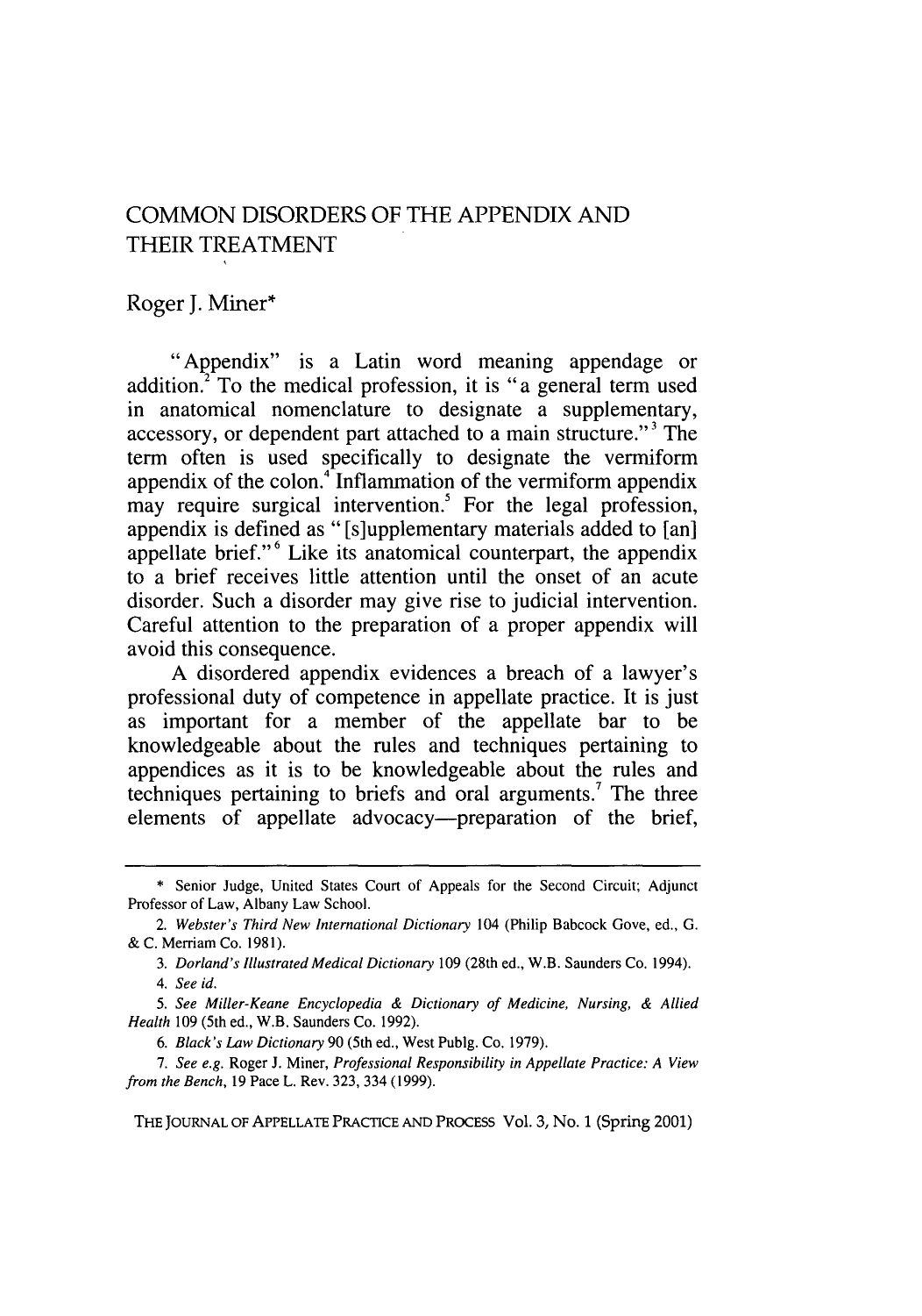# COMMON DISORDERS OF THE APPENDIX AND THEIR TREATMENT

Roger J. Miner*

"Appendix" is a Latin word meaning appendage or addition.[2] To the medical profession, it is "a general term used in anatomical nomenclature to designate a supplementary, accessory, or dependent part attached to a main structure."[3] The term often is used specifically to designate the vermiform appendix of the colon.[4] Inflammation of the vermiform appendix may require surgical intervention.[5] For the legal profession, appendix is defined as "[s]upplementary materials added to [an] appellate brief."[6] Like its anatomical counterpart, the appendix to a brief receives little attention until the onset of an acute disorder. Such a disorder may give rise to judicial intervention. Careful attention to the preparation of a proper appendix will avoid this consequence.

A disordered appendix evidences a breach of a lawyer's professional duty of competence in appellate practice. It is just as important for a member of the appellate bar to be knowledgeable about the rules and techniques pertaining to appendices as it is to be knowledgeable about the rules and techniques pertaining to briefs and oral arguments.[7] The three elements of appellate advocacy—preparation of the brief,

---

\* Senior Judge, United States Court of Appeals for the Second Circuit; Adjunct Professor of Law, Albany Law School.

2. *Webster's Third New International Dictionary* 104 (Philip Babcock Gove, ed., G. & C. Merriam Co. 1981).

3. *Dorland's Illustrated Medical Dictionary* 109 (28th ed., W.B. Saunders Co. 1994).

4. *See id.*

5. *See Miller-Keane Encyclopedia & Dictionary of Medicine, Nursing, & Allied Health* 109 (5th ed., W.B. Saunders Co. 1992).

6. *Black's Law Dictionary* 90 (5th ed., West Publg. Co. 1979).

7. *See e.g.* Roger J. Miner, *Professional Responsibility in Appellate Practice: A View from the Bench*, 19 Pace L. Rev. 323, 334 (1999).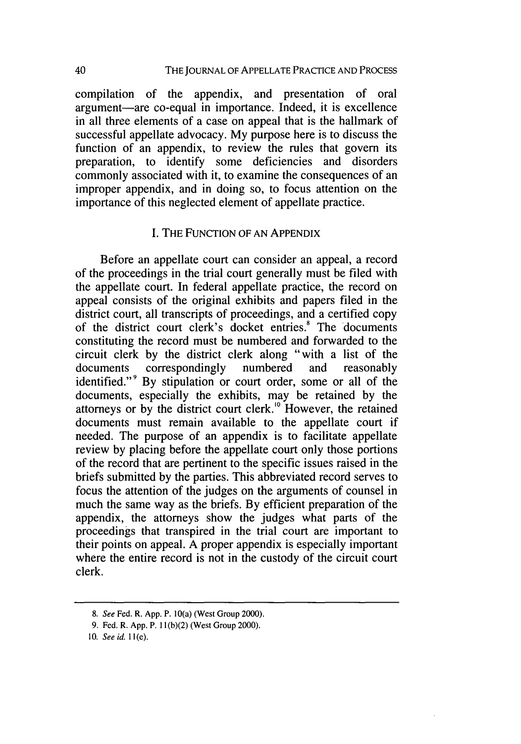compilation of the appendix, and presentation of oral argument—are co-equal in importance. Indeed, it is excellence in all three elements of a case on appeal that is the hallmark of successful appellate advocacy. My purpose here is to discuss the function of an appendix, to review the rules that govern its preparation, to identify some deficiencies and disorders commonly associated with it, to examine the consequences of an improper appendix, and in doing so, to focus attention on the importance of this neglected element of appellate practice.

## I. The Function of an Appendix

Before an appellate court can consider an appeal, a record of the proceedings in the trial court generally must be filed with the appellate court. In federal appellate practice, the record on appeal consists of the original exhibits and papers filed in the district court, all transcripts of proceedings, and a certified copy of the district court clerk's docket entries.[8] The documents constituting the record must be numbered and forwarded to the circuit clerk by the district clerk along "with a list of the documents correspondingly numbered and reasonably identified."[9] By stipulation or court order, some or all of the documents, especially the exhibits, may be retained by the attorneys or by the district court clerk.[10] However, the retained documents must remain available to the appellate court if needed. The purpose of an appendix is to facilitate appellate review by placing before the appellate court only those portions of the record that are pertinent to the specific issues raised in the briefs submitted by the parties. This abbreviated record serves to focus the attention of the judges on the arguments of counsel in much the same way as the briefs. By efficient preparation of the appendix, the attorneys show the judges what parts of the proceedings that transpired in the trial court are important to their points on appeal. A proper appendix is especially important where the entire record is not in the custody of the circuit court clerk.

---

8. *See* Fed. R. App. P. 10(a) (West Group 2000).

9. Fed. R. App. P. 11(b)(2) (West Group 2000).

10. *See id.* 11(e).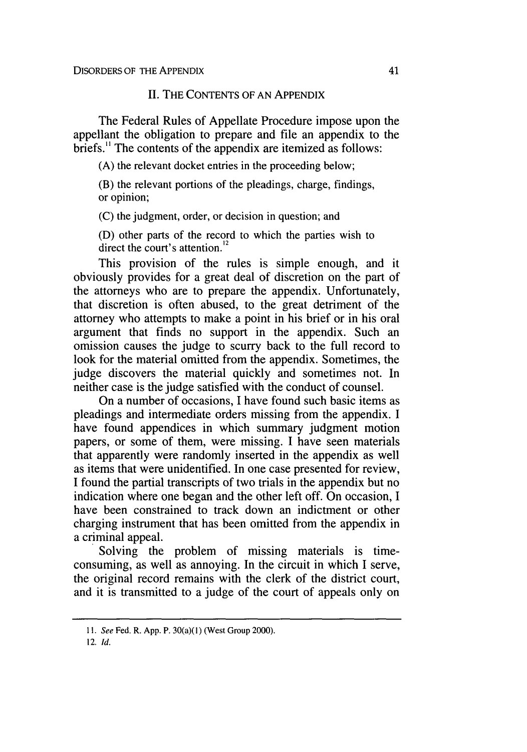## II. The Contents of an Appendix

The Federal Rules of Appellate Procedure impose upon the appellant the obligation to prepare and file an appendix to the briefs.[11] The contents of the appendix are itemized as follows:

> (A) the relevant docket entries in the proceeding below;
>
> (B) the relevant portions of the pleadings, charge, findings, or opinion;
>
> (C) the judgment, order, or decision in question; and
>
> (D) other parts of the record to which the parties wish to direct the court's attention.[12]

This provision of the rules is simple enough, and it obviously provides for a great deal of discretion on the part of the attorneys who are to prepare the appendix. Unfortunately, that discretion is often abused, to the great detriment of the attorney who attempts to make a point in his brief or in his oral argument that finds no support in the appendix. Such an omission causes the judge to scurry back to the full record to look for the material omitted from the appendix. Sometimes, the judge discovers the material quickly and sometimes not. In neither case is the judge satisfied with the conduct of counsel.

On a number of occasions, I have found such basic items as pleadings and intermediate orders missing from the appendix. I have found appendices in which summary judgment motion papers, or some of them, were missing. I have seen materials that apparently were randomly inserted in the appendix as well as items that were unidentified. In one case presented for review, I found the partial transcripts of two trials in the appendix but no indication where one began and the other left off. On occasion, I have been constrained to track down an indictment or other charging instrument that has been omitted from the appendix in a criminal appeal.

Solving the problem of missing materials is time-consuming, as well as annoying. In the circuit in which I serve, the original record remains with the clerk of the district court, and it is transmitted to a judge of the court of appeals only on

---

11. *See* Fed. R. App. P. 30(a)(1) (West Group 2000).

12. *Id.*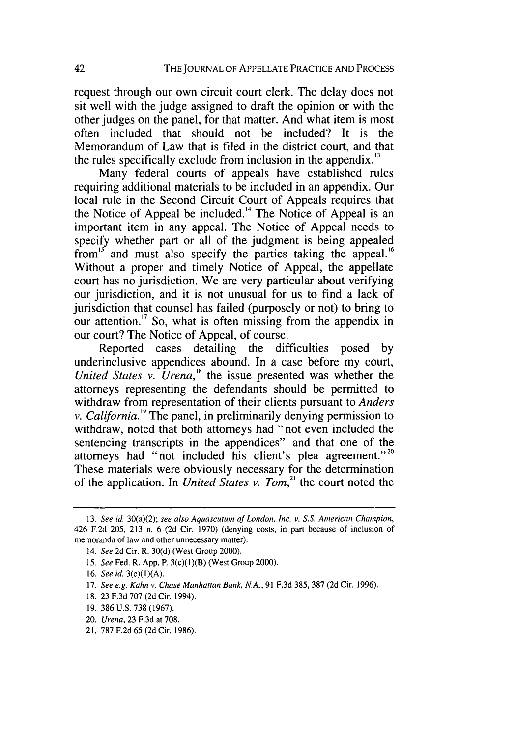request through our own circuit court clerk. The delay does not sit well with the judge assigned to draft the opinion or with the other judges on the panel, for that matter. And what item is most often included that should not be included? It is the Memorandum of Law that is filed in the district court, and that the rules specifically exclude from inclusion in the appendix.[13]

Many federal courts of appeals have established rules requiring additional materials to be included in an appendix. Our local rule in the Second Circuit Court of Appeals requires that the Notice of Appeal be included.[14] The Notice of Appeal is an important item in any appeal. The Notice of Appeal needs to specify whether part or all of the judgment is being appealed from[15] and must also specify the parties taking the appeal.[16] Without a proper and timely Notice of Appeal, the appellate court has no jurisdiction. We are very particular about verifying our jurisdiction, and it is not unusual for us to find a lack of jurisdiction that counsel has failed (purposely or not) to bring to our attention.[17] So, what is often missing from the appendix in our court? The Notice of Appeal, of course.

Reported cases detailing the difficulties posed by underinclusive appendices abound. In a case before my court, *United States v. Urena*,[18] the issue presented was whether the attorneys representing the defendants should be permitted to withdraw from representation of their clients pursuant to *Anders v. California*.[19] The panel, in preliminarily denying permission to withdraw, noted that both attorneys had "not even included the sentencing transcripts in the appendices" and that one of the attorneys had "not included his client's plea agreement."[20] These materials were obviously necessary for the determination of the application. In *United States v. Tom*,[21] the court noted the

---

13. *See id.* 30(a)(2); *see also Aquascutum of London, Inc. v. S.S. American Champion*, 426 F.2d 205, 213 n. 6 (2d Cir. 1970) (denying costs, in part because of inclusion of memoranda of law and other unnecessary matter).

14. *See* 2d Cir. R. 30(d) (West Group 2000).

15. *See* Fed. R. App. P. 3(c)(1)(B) (West Group 2000).

16. *See id.* 3(c)(1)(A).

17. *See e.g. Kahn v. Chase Manhattan Bank, N.A.*, 91 F.3d 385, 387 (2d Cir. 1996).

18. 23 F.3d 707 (2d Cir. 1994).

19. 386 U.S. 738 (1967).

20. *Urena*, 23 F.3d at 708.

21. 787 F.2d 65 (2d Cir. 1986).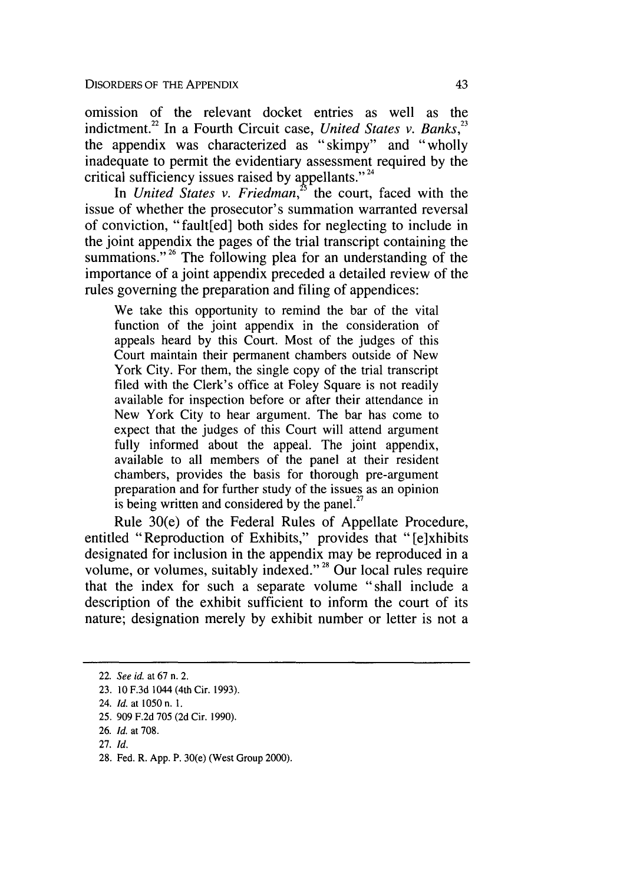omission of the relevant docket entries as well as the indictment.[22] In a Fourth Circuit case, *United States v. Banks*,[23] the appendix was characterized as "skimpy" and "wholly inadequate to permit the evidentiary assessment required by the critical sufficiency issues raised by appellants."[24]

In *United States v. Friedman*,[25] the court, faced with the issue of whether the prosecutor's summation warranted reversal of conviction, "fault[ed] both sides for neglecting to include in the joint appendix the pages of the trial transcript containing the summations."[26] The following plea for an understanding of the importance of a joint appendix preceded a detailed review of the rules governing the preparation and filing of appendices:

> We take this opportunity to remind the bar of the vital function of the joint appendix in the consideration of appeals heard by this Court. Most of the judges of this Court maintain their permanent chambers outside of New York City. For them, the single copy of the trial transcript filed with the Clerk's office at Foley Square is not readily available for inspection before or after their attendance in New York City to hear argument. The bar has come to expect that the judges of this Court will attend argument fully informed about the appeal. The joint appendix, available to all members of the panel at their resident chambers, provides the basis for thorough pre-argument preparation and for further study of the issues as an opinion is being written and considered by the panel.[27]

Rule 30(e) of the Federal Rules of Appellate Procedure, entitled "Reproduction of Exhibits," provides that "[e]xhibits designated for inclusion in the appendix may be reproduced in a volume, or volumes, suitably indexed."[28] Our local rules require that the index for such a separate volume "shall include a description of the exhibit sufficient to inform the court of its nature; designation merely by exhibit number or letter is not a

---

22. *See id.* at 67 n. 2.
23. 10 F.3d 1044 (4th Cir. 1993).
24. *Id.* at 1050 n. 1.
25. 909 F.2d 705 (2d Cir. 1990).
26. *Id.* at 708.
27. *Id.*
28. Fed. R. App. P. 30(e) (West Group 2000).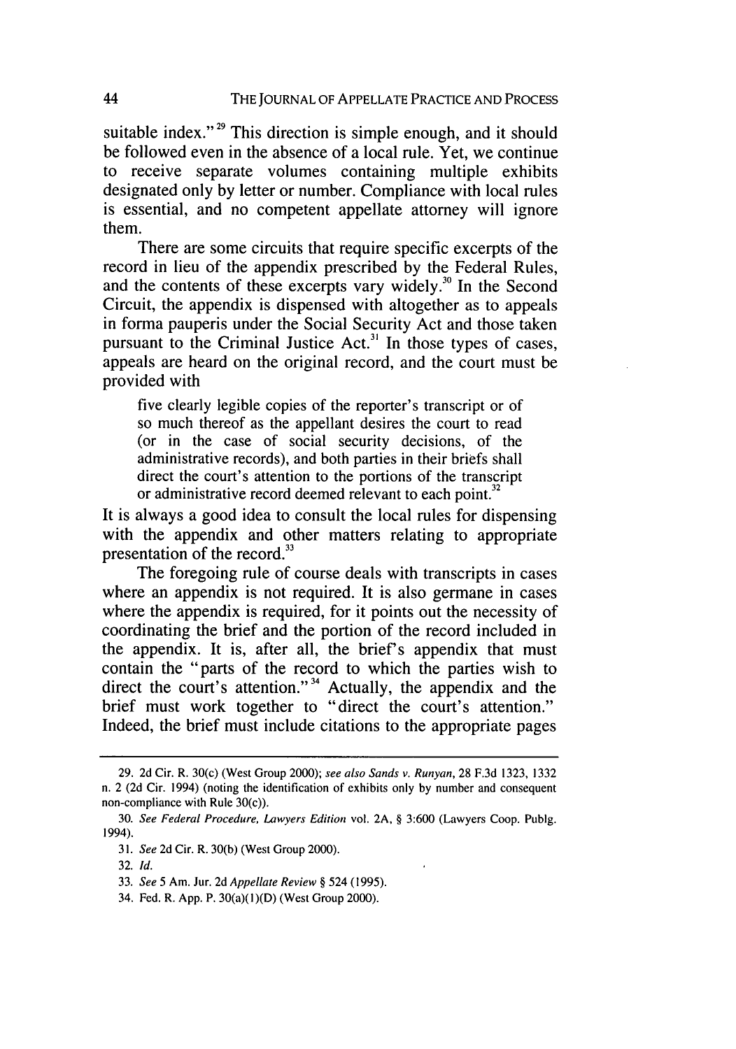suitable index."[29] This direction is simple enough, and it should be followed even in the absence of a local rule. Yet, we continue to receive separate volumes containing multiple exhibits designated only by letter or number. Compliance with local rules is essential, and no competent appellate attorney will ignore them.

There are some circuits that require specific excerpts of the record in lieu of the appendix prescribed by the Federal Rules, and the contents of these excerpts vary widely.[30] In the Second Circuit, the appendix is dispensed with altogether as to appeals in forma pauperis under the Social Security Act and those taken pursuant to the Criminal Justice Act.[31] In those types of cases, appeals are heard on the original record, and the court must be provided with

> five clearly legible copies of the reporter's transcript or of so much thereof as the appellant desires the court to read (or in the case of social security decisions, of the administrative records), and both parties in their briefs shall direct the court's attention to the portions of the transcript or administrative record deemed relevant to each point.[32]

It is always a good idea to consult the local rules for dispensing with the appendix and other matters relating to appropriate presentation of the record.[33]

The foregoing rule of course deals with transcripts in cases where an appendix is not required. It is also germane in cases where the appendix is required, for it points out the necessity of coordinating the brief and the portion of the record included in the appendix. It is, after all, the brief's appendix that must contain the "parts of the record to which the parties wish to direct the court's attention."[34] Actually, the appendix and the brief must work together to "direct the court's attention." Indeed, the brief must include citations to the appropriate pages

---

29. 2d Cir. R. 30(c) (West Group 2000); *see also Sands v. Runyan*, 28 F.3d 1323, 1332 n. 2 (2d Cir. 1994) (noting the identification of exhibits only by number and consequent non-compliance with Rule 30(c)).

30. *See Federal Procedure, Lawyers Edition* vol. 2A, § 3:600 (Lawyers Coop. Publg. 1994).

31. *See* 2d Cir. R. 30(b) (West Group 2000).

32. *Id.*

33. *See* 5 Am. Jur. 2d *Appellate Review* § 524 (1995).

34. Fed. R. App. P. 30(a)(1)(D) (West Group 2000).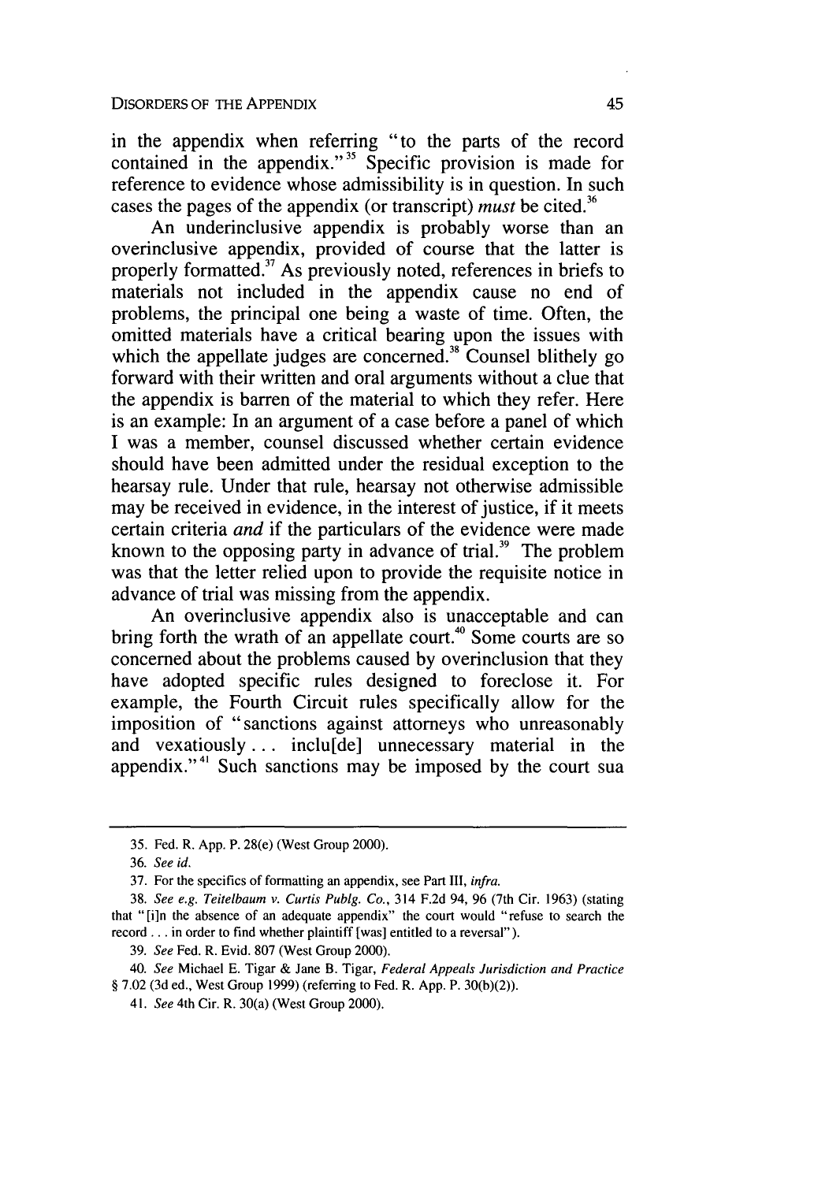in the appendix when referring "to the parts of the record contained in the appendix."[35] Specific provision is made for reference to evidence whose admissibility is in question. In such cases the pages of the appendix (or transcript) *must* be cited.[36]

An underinclusive appendix is probably worse than an overinclusive appendix, provided of course that the latter is properly formatted.[37] As previously noted, references in briefs to materials not included in the appendix cause no end of problems, the principal one being a waste of time. Often, the omitted materials have a critical bearing upon the issues with which the appellate judges are concerned.[38] Counsel blithely go forward with their written and oral arguments without a clue that the appendix is barren of the material to which they refer. Here is an example: In an argument of a case before a panel of which I was a member, counsel discussed whether certain evidence should have been admitted under the residual exception to the hearsay rule. Under that rule, hearsay not otherwise admissible may be received in evidence, in the interest of justice, if it meets certain criteria *and* if the particulars of the evidence were made known to the opposing party in advance of trial.[39] The problem was that the letter relied upon to provide the requisite notice in advance of trial was missing from the appendix.

An overinclusive appendix also is unacceptable and can bring forth the wrath of an appellate court.[40] Some courts are so concerned about the problems caused by overinclusion that they have adopted specific rules designed to foreclose it. For example, the Fourth Circuit rules specifically allow for the imposition of "sanctions against attorneys who unreasonably and vexatiously . . . inclu[de] unnecessary material in the appendix."[41] Such sanctions may be imposed by the court sua

---

35. Fed. R. App. P. 28(e) (West Group 2000).

36. *See id.*

37. For the specifics of formatting an appendix, see Part III, *infra.*

38. *See e.g. Teitelbaum v. Curtis Publg. Co.*, 314 F.2d 94, 96 (7th Cir. 1963) (stating that "[i]n the absence of an adequate appendix" the court would "refuse to search the record . . . in order to find whether plaintiff [was] entitled to a reversal").

39. *See* Fed. R. Evid. 807 (West Group 2000).

40. *See* Michael E. Tigar & Jane B. Tigar, *Federal Appeals Jurisdiction and Practice* § 7.02 (3d ed., West Group 1999) (referring to Fed. R. App. P. 30(b)(2)).

41. *See* 4th Cir. R. 30(a) (West Group 2000).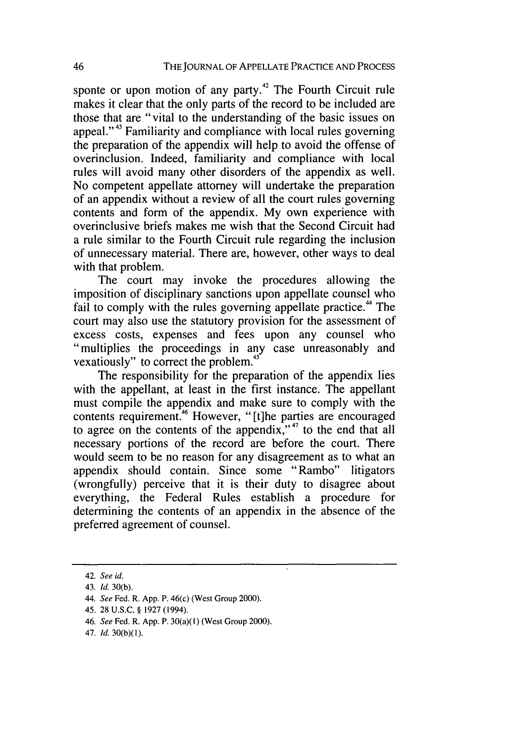sponte or upon motion of any party.[42] The Fourth Circuit rule makes it clear that the only parts of the record to be included are those that are "vital to the understanding of the basic issues on appeal."[43] Familiarity and compliance with local rules governing the preparation of the appendix will help to avoid the offense of overinclusion. Indeed, familiarity and compliance with local rules will avoid many other disorders of the appendix as well. No competent appellate attorney will undertake the preparation of an appendix without a review of all the court rules governing contents and form of the appendix. My own experience with overinclusive briefs makes me wish that the Second Circuit had a rule similar to the Fourth Circuit rule regarding the inclusion of unnecessary material. There are, however, other ways to deal with that problem.

The court may invoke the procedures allowing the imposition of disciplinary sanctions upon appellate counsel who fail to comply with the rules governing appellate practice.[44] The court may also use the statutory provision for the assessment of excess costs, expenses and fees upon any counsel who "multiplies the proceedings in any case unreasonably and vexatiously" to correct the problem.[45]

The responsibility for the preparation of the appendix lies with the appellant, at least in the first instance. The appellant must compile the appendix and make sure to comply with the contents requirement.[46] However, "[t]he parties are encouraged to agree on the contents of the appendix,"[47] to the end that all necessary portions of the record are before the court. There would seem to be no reason for any disagreement as to what an appendix should contain. Since some "Rambo" litigators (wrongfully) perceive that it is their duty to disagree about everything, the Federal Rules establish a procedure for determining the contents of an appendix in the absence of the preferred agreement of counsel.

---

42. *See id.*

43. *Id.* 30(b).

44. *See* Fed. R. App. P. 46(c) (West Group 2000).

45. 28 U.S.C. § 1927 (1994).

46. *See* Fed. R. App. P. 30(a)(1) (West Group 2000).

47. *Id.* 30(b)(1).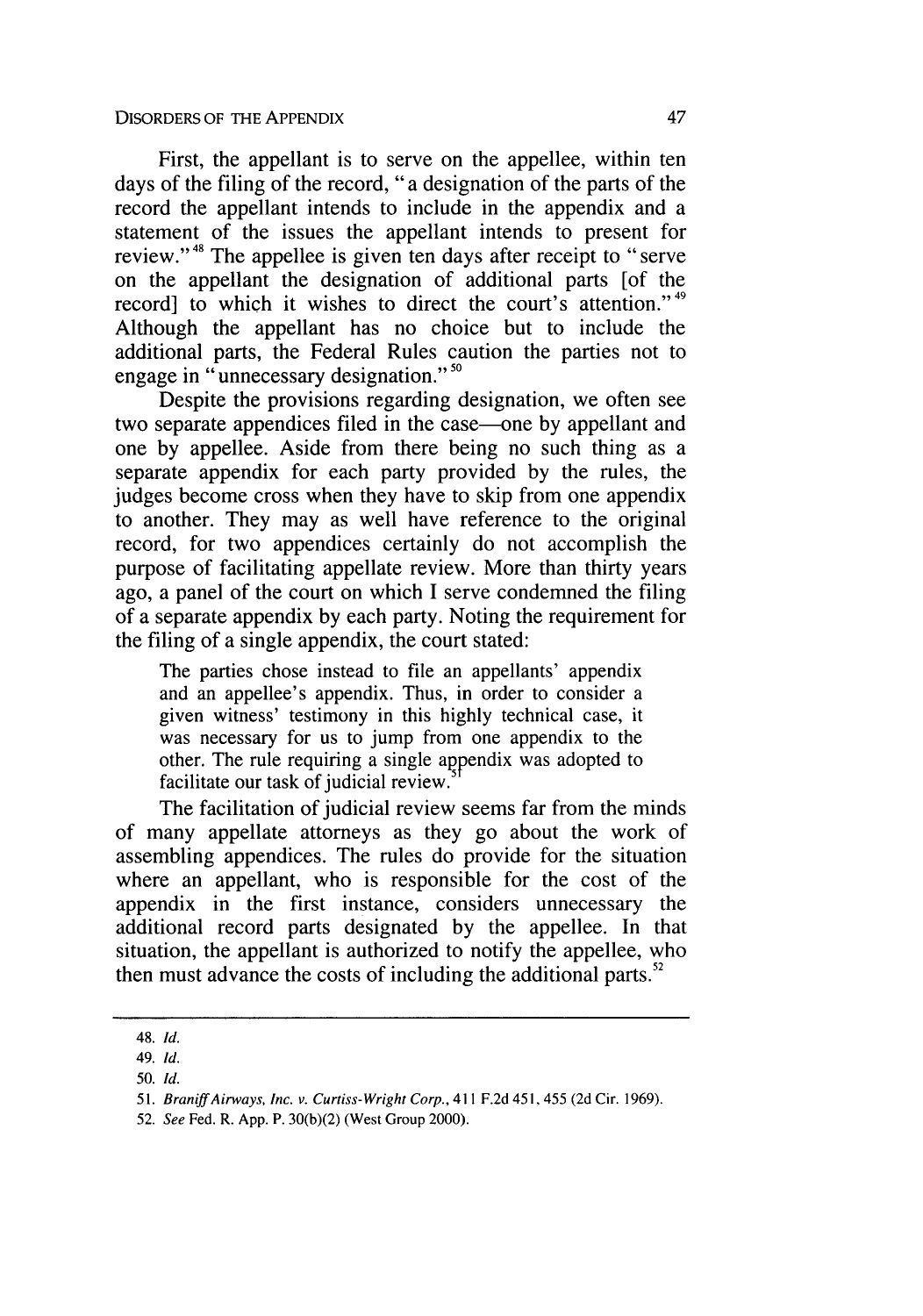First, the appellant is to serve on the appellee, within ten days of the filing of the record, "a designation of the parts of the record the appellant intends to include in the appendix and a statement of the issues the appellant intends to present for review."[48] The appellee is given ten days after receipt to "serve on the appellant the designation of additional parts [of the record] to which it wishes to direct the court's attention."[49] Although the appellant has no choice but to include the additional parts, the Federal Rules caution the parties not to engage in "unnecessary designation."[50]

Despite the provisions regarding designation, we often see two separate appendices filed in the case—one by appellant and one by appellee. Aside from there being no such thing as a separate appendix for each party provided by the rules, the judges become cross when they have to skip from one appendix to another. They may as well have reference to the original record, for two appendices certainly do not accomplish the purpose of facilitating appellate review. More than thirty years ago, a panel of the court on which I serve condemned the filing of a separate appendix by each party. Noting the requirement for the filing of a single appendix, the court stated:

> The parties chose instead to file an appellants' appendix and an appellee's appendix. Thus, in order to consider a given witness' testimony in this highly technical case, it was necessary for us to jump from one appendix to the other. The rule requiring a single appendix was adopted to facilitate our task of judicial review.[51]

The facilitation of judicial review seems far from the minds of many appellate attorneys as they go about the work of assembling appendices. The rules do provide for the situation where an appellant, who is responsible for the cost of the appendix in the first instance, considers unnecessary the additional record parts designated by the appellee. In that situation, the appellant is authorized to notify the appellee, who then must advance the costs of including the additional parts.[52]

---

48. *Id.*

49. *Id.*

50. *Id.*

51. *Braniff Airways, Inc. v. Curtiss-Wright Corp.*, 411 F.2d 451, 455 (2d Cir. 1969).

52. *See* Fed. R. App. P. 30(b)(2) (West Group 2000).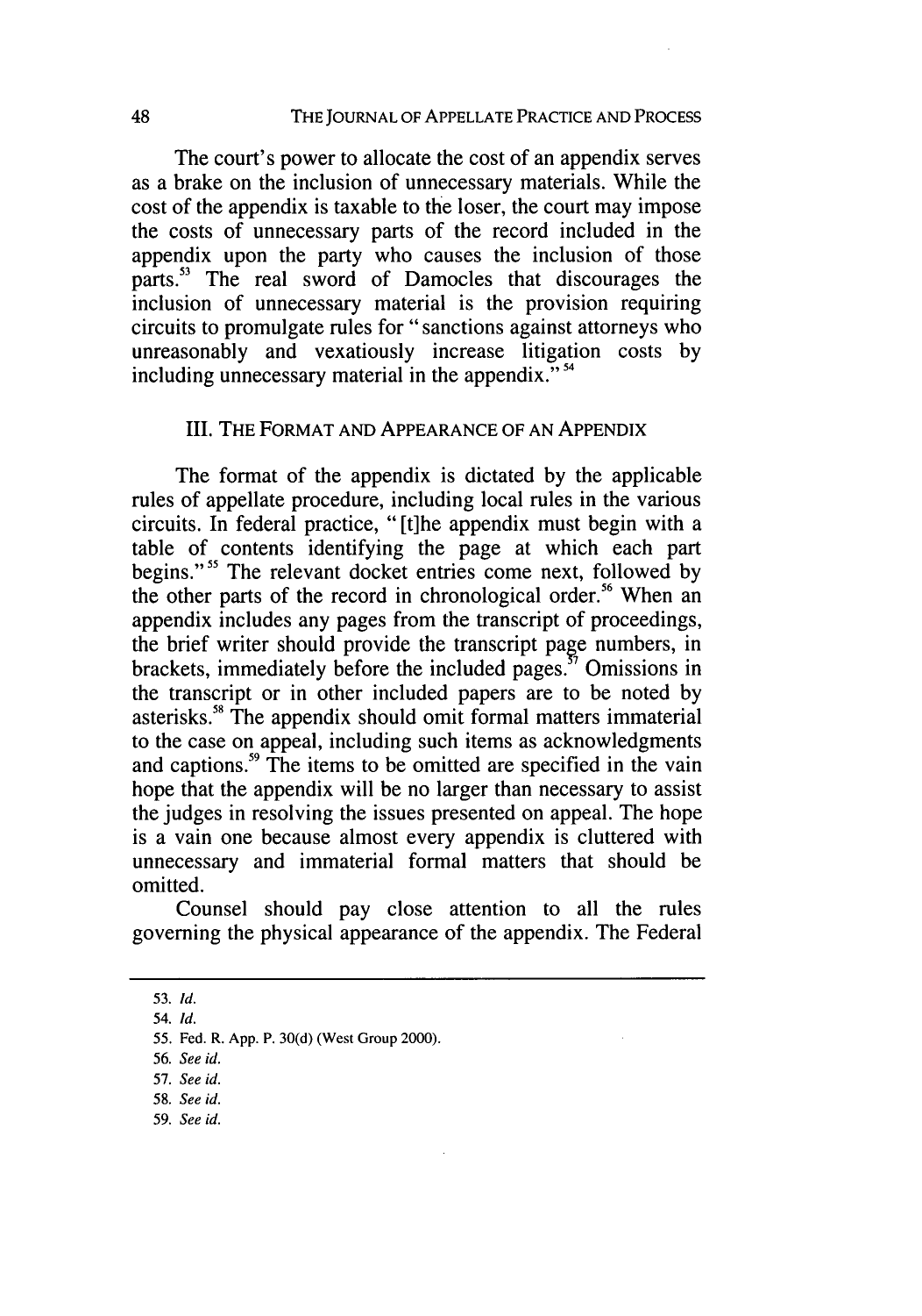The court's power to allocate the cost of an appendix serves as a brake on the inclusion of unnecessary materials. While the cost of the appendix is taxable to the loser, the court may impose the costs of unnecessary parts of the record included in the appendix upon the party who causes the inclusion of those parts.[53] The real sword of Damocles that discourages the inclusion of unnecessary material is the provision requiring circuits to promulgate rules for "sanctions against attorneys who unreasonably and vexatiously increase litigation costs by including unnecessary material in the appendix."[54]

## III. The Format and Appearance of an Appendix

The format of the appendix is dictated by the applicable rules of appellate procedure, including local rules in the various circuits. In federal practice, "[t]he appendix must begin with a table of contents identifying the page at which each part begins."[55] The relevant docket entries come next, followed by the other parts of the record in chronological order.[56] When an appendix includes any pages from the transcript of proceedings, the brief writer should provide the transcript page numbers, in brackets, immediately before the included pages.[57] Omissions in the transcript or in other included papers are to be noted by asterisks.[58] The appendix should omit formal matters immaterial to the case on appeal, including such items as acknowledgments and captions.[59] The items to be omitted are specified in the vain hope that the appendix will be no larger than necessary to assist the judges in resolving the issues presented on appeal. The hope is a vain one because almost every appendix is cluttered with unnecessary and immaterial formal matters that should be omitted.

Counsel should pay close attention to all the rules governing the physical appearance of the appendix. The Federal

---

53. *Id.*

54. *Id.*

55. Fed. R. App. P. 30(d) (West Group 2000).

56. *See id.*

57. *See id.*

58. *See id.*

59. *See id.*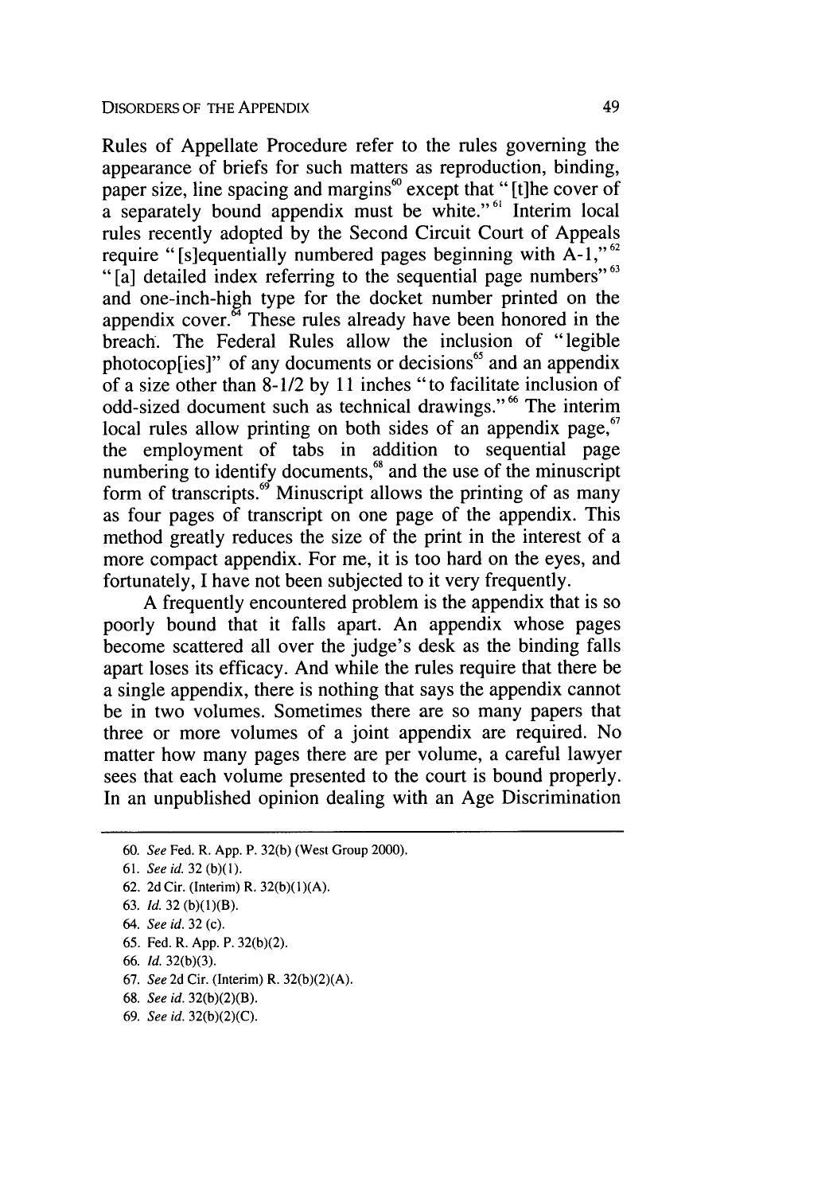Rules of Appellate Procedure refer to the rules governing the appearance of briefs for such matters as reproduction, binding, paper size, line spacing and margins[60] except that "[t]he cover of a separately bound appendix must be white."[61] Interim local rules recently adopted by the Second Circuit Court of Appeals require "[s]equentially numbered pages beginning with A-1,"[62] "[a] detailed index referring to the sequential page numbers"[63] and one-inch-high type for the docket number printed on the appendix cover.[64] These rules already have been honored in the breach. The Federal Rules allow the inclusion of "legible photocop[ies]" of any documents or decisions[65] and an appendix of a size other than 8-1/2 by 11 inches "to facilitate inclusion of odd-sized document such as technical drawings."[66] The interim local rules allow printing on both sides of an appendix page,[67] the employment of tabs in addition to sequential page numbering to identify documents,[68] and the use of the minuscript form of transcripts.[69] Minuscript allows the printing of as many as four pages of transcript on one page of the appendix. This method greatly reduces the size of the print in the interest of a more compact appendix. For me, it is too hard on the eyes, and fortunately, I have not been subjected to it very frequently.

A frequently encountered problem is the appendix that is so poorly bound that it falls apart. An appendix whose pages become scattered all over the judge's desk as the binding falls apart loses its efficacy. And while the rules require that there be a single appendix, there is nothing that says the appendix cannot be in two volumes. Sometimes there are so many papers that three or more volumes of a joint appendix are required. No matter how many pages there are per volume, a careful lawyer sees that each volume presented to the court is bound properly. In an unpublished opinion dealing with an Age Discrimination

---

60. *See* Fed. R. App. P. 32(b) (West Group 2000).

61. *See id.* 32 (b)(1).

62. 2d Cir. (Interim) R. 32(b)(1)(A).

63. *Id.* 32 (b)(1)(B).

64. *See id.* 32 (c).

65. Fed. R. App. P. 32(b)(2).

66. *Id.* 32(b)(3).

67. *See* 2d Cir. (Interim) R. 32(b)(2)(A).

68. *See id.* 32(b)(2)(B).

69. *See id.* 32(b)(2)(C).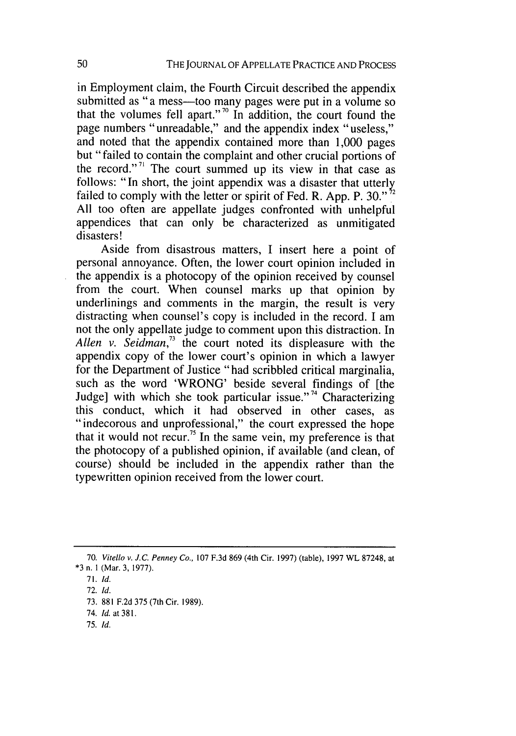in Employment claim, the Fourth Circuit described the appendix submitted as "a mess—too many pages were put in a volume so that the volumes fell apart."[70] In addition, the court found the page numbers "unreadable," and the appendix index "useless," and noted that the appendix contained more than 1,000 pages but "failed to contain the complaint and other crucial portions of the record."[71] The court summed up its view in that case as follows: "In short, the joint appendix was a disaster that utterly failed to comply with the letter or spirit of Fed. R. App. P. 30."[72] All too often are appellate judges confronted with unhelpful appendices that can only be characterized as unmitigated disasters!

Aside from disastrous matters, I insert here a point of personal annoyance. Often, the lower court opinion included in the appendix is a photocopy of the opinion received by counsel from the court. When counsel marks up that opinion by underlinings and comments in the margin, the result is very distracting when counsel's copy is included in the record. I am not the only appellate judge to comment upon this distraction. In *Allen v. Seidman*,[73] the court noted its displeasure with the appendix copy of the lower court's opinion in which a lawyer for the Department of Justice "had scribbled critical marginalia, such as the word 'WRONG' beside several findings of [the Judge] with which she took particular issue."[74] Characterizing this conduct, which it had observed in other cases, as "indecorous and unprofessional," the court expressed the hope that it would not recur.[75] In the same vein, my preference is that the photocopy of a published opinion, if available (and clean, of course) should be included in the appendix rather than the typewritten opinion received from the lower court.

---

70. *Vitello v. J.C. Penney Co.*, 107 F.3d 869 (4th Cir. 1997) (table), 1997 WL 87248, at *3 n. 1 (Mar. 3, 1977).

71. *Id.*

72. *Id.*

73. 881 F.2d 375 (7th Cir. 1989).

74. *Id.* at 381.

75. *Id.*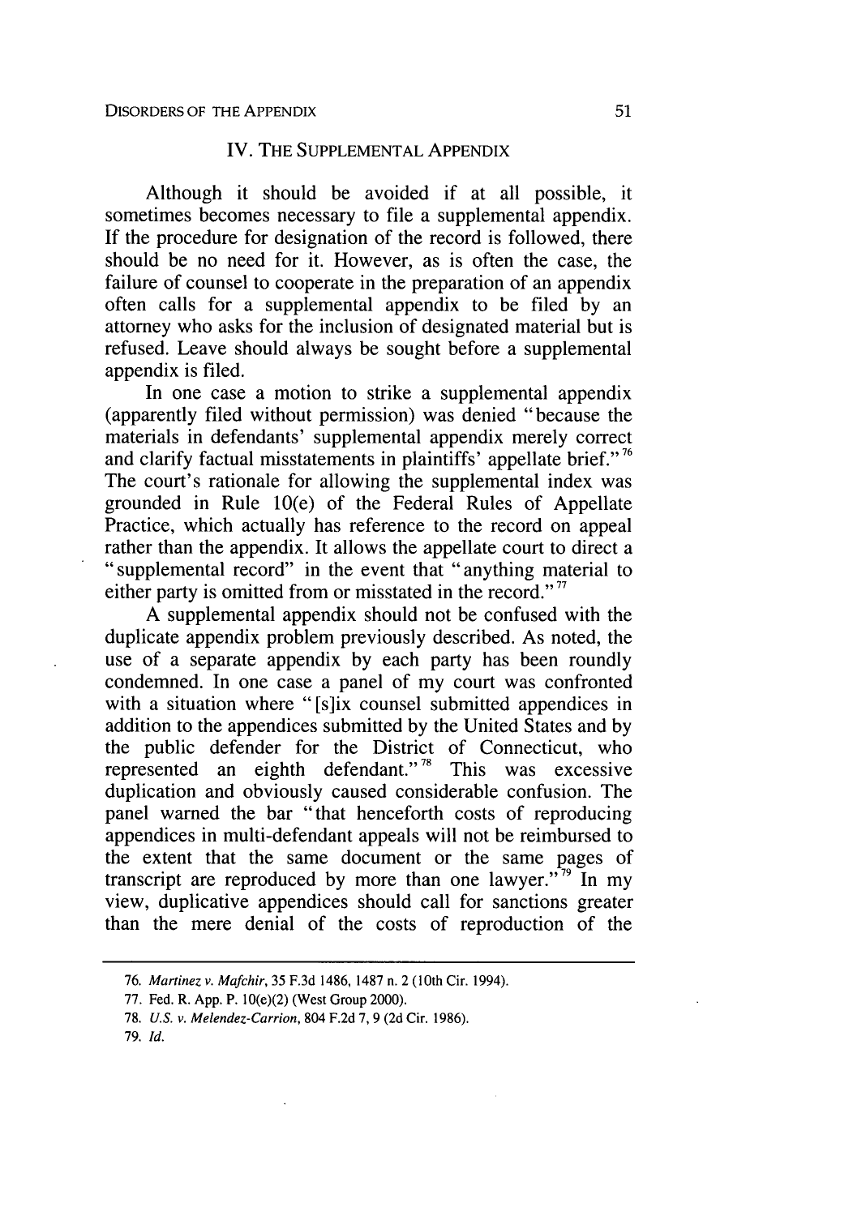## IV. THE SUPPLEMENTAL APPENDIX

Although it should be avoided if at all possible, it sometimes becomes necessary to file a supplemental appendix. If the procedure for designation of the record is followed, there should be no need for it. However, as is often the case, the failure of counsel to cooperate in the preparation of an appendix often calls for a supplemental appendix to be filed by an attorney who asks for the inclusion of designated material but is refused. Leave should always be sought before a supplemental appendix is filed.

In one case a motion to strike a supplemental appendix (apparently filed without permission) was denied "because the materials in defendants' supplemental appendix merely correct and clarify factual misstatements in plaintiffs' appellate brief."[76] The court's rationale for allowing the supplemental index was grounded in Rule 10(e) of the Federal Rules of Appellate Practice, which actually has reference to the record on appeal rather than the appendix. It allows the appellate court to direct a "supplemental record" in the event that "anything material to either party is omitted from or misstated in the record."[77]

A supplemental appendix should not be confused with the duplicate appendix problem previously described. As noted, the use of a separate appendix by each party has been roundly condemned. In one case a panel of my court was confronted with a situation where "[s]ix counsel submitted appendices in addition to the appendices submitted by the United States and by the public defender for the District of Connecticut, who represented an eighth defendant."[78] This was excessive duplication and obviously caused considerable confusion. The panel warned the bar "that henceforth costs of reproducing appendices in multi-defendant appeals will not be reimbursed to the extent that the same document or the same pages of transcript are reproduced by more than one lawyer."[79] In my view, duplicative appendices should call for sanctions greater than the mere denial of the costs of reproduction of the

---

76. *Martinez v. Mafchir*, 35 F.3d 1486, 1487 n. 2 (10th Cir. 1994).

77. Fed. R. App. P. 10(e)(2) (West Group 2000).

78. *U.S. v. Melendez-Carrion*, 804 F.2d 7, 9 (2d Cir. 1986).

79. *Id.*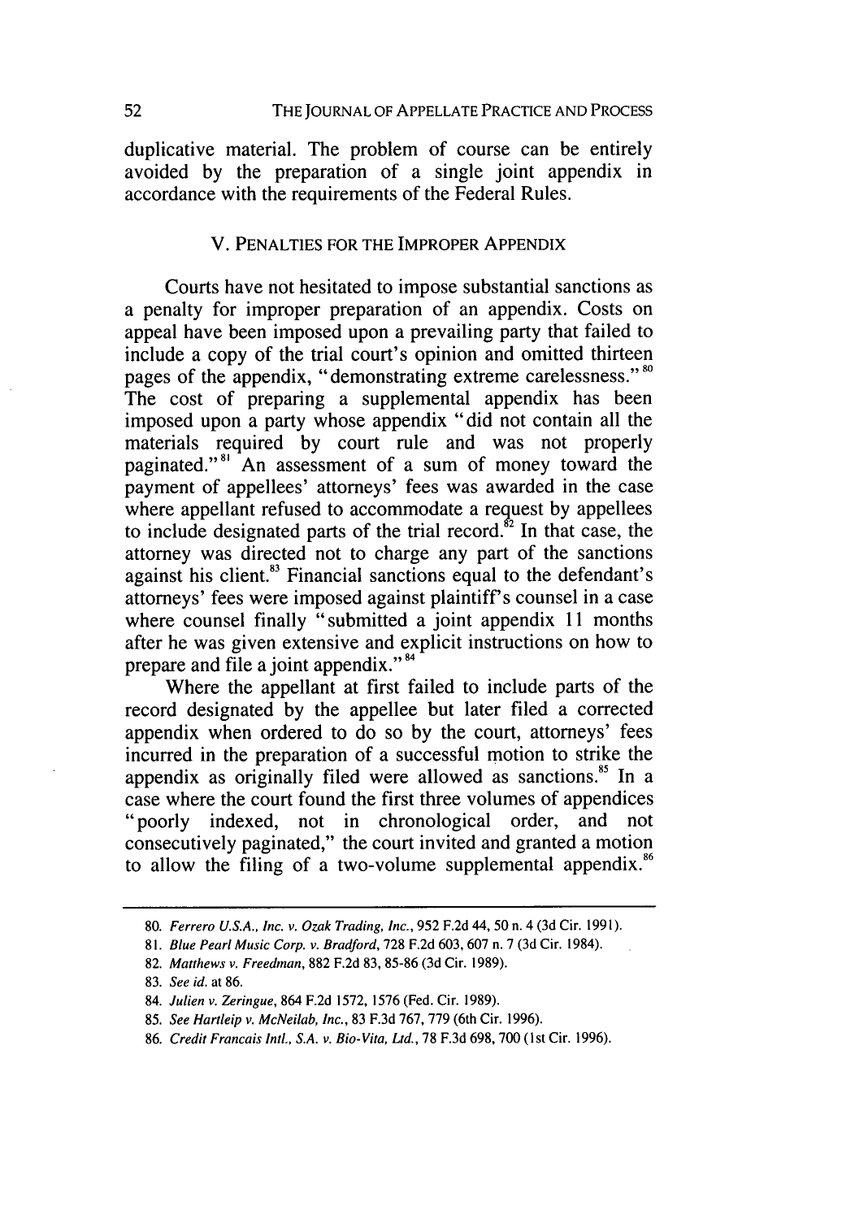duplicative material. The problem of course can be entirely avoided by the preparation of a single joint appendix in accordance with the requirements of the Federal Rules.

## V. PENALTIES FOR THE IMPROPER APPENDIX

Courts have not hesitated to impose substantial sanctions as a penalty for improper preparation of an appendix. Costs on appeal have been imposed upon a prevailing party that failed to include a copy of the trial court's opinion and omitted thirteen pages of the appendix, "demonstrating extreme carelessness."[80] The cost of preparing a supplemental appendix has been imposed upon a party whose appendix "did not contain all the materials required by court rule and was not properly paginated."[81] An assessment of a sum of money toward the payment of appellees' attorneys' fees was awarded in the case where appellant refused to accommodate a request by appellees to include designated parts of the trial record.[82] In that case, the attorney was directed not to charge any part of the sanctions against his client.[83] Financial sanctions equal to the defendant's attorneys' fees were imposed against plaintiff's counsel in a case where counsel finally "submitted a joint appendix 11 months after he was given extensive and explicit instructions on how to prepare and file a joint appendix."[84]

Where the appellant at first failed to include parts of the record designated by the appellee but later filed a corrected appendix when ordered to do so by the court, attorneys' fees incurred in the preparation of a successful motion to strike the appendix as originally filed were allowed as sanctions.[85] In a case where the court found the first three volumes of appendices "poorly indexed, not in chronological order, and not consecutively paginated," the court invited and granted a motion to allow the filing of a two-volume supplemental appendix.[86]

---

80. *Ferrero U.S.A., Inc. v. Ozak Trading, Inc.*, 952 F.2d 44, 50 n. 4 (3d Cir. 1991).

81. *Blue Pearl Music Corp. v. Bradford*, 728 F.2d 603, 607 n. 7 (3d Cir. 1984).

82. *Matthews v. Freedman*, 882 F.2d 83, 85-86 (3d Cir. 1989).

83. *See id.* at 86.

84. *Julien v. Zeringue*, 864 F.2d 1572, 1576 (Fed. Cir. 1989).

85. *See Hartleip v. McNeilab, Inc.*, 83 F.3d 767, 779 (6th Cir. 1996).

86. *Credit Francais Intl., S.A. v. Bio-Vita, Ltd.*, 78 F.3d 698, 700 (1st Cir. 1996).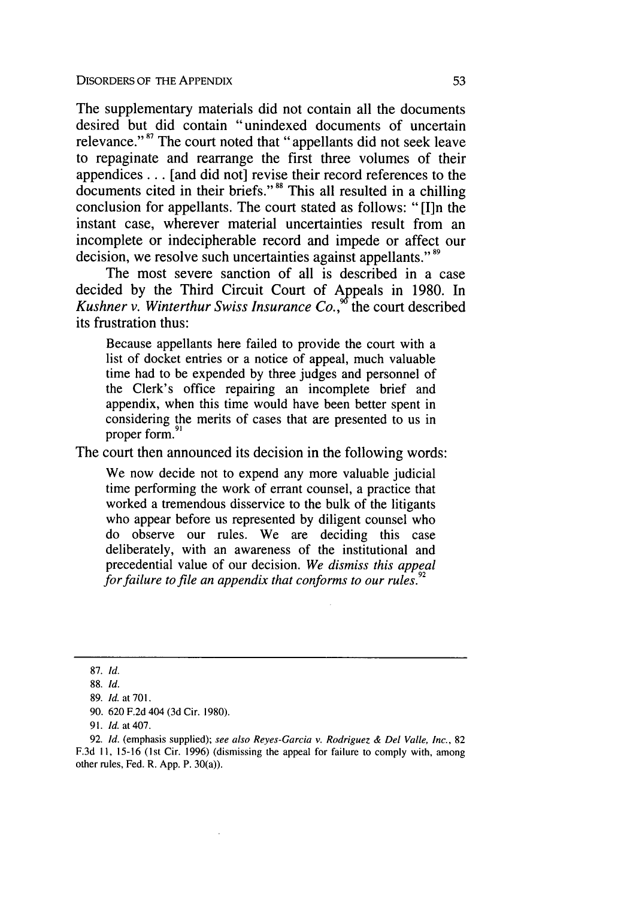The supplementary materials did not contain all the documents desired but did contain "unindexed documents of uncertain relevance."[87] The court noted that "appellants did not seek leave to repaginate and rearrange the first three volumes of their appendices . . . [and did not] revise their record references to the documents cited in their briefs."[88] This all resulted in a chilling conclusion for appellants. The court stated as follows: "[I]n the instant case, wherever material uncertainties result from an incomplete or indecipherable record and impede or affect our decision, we resolve such uncertainties against appellants."[89]

The most severe sanction of all is described in a case decided by the Third Circuit Court of Appeals in 1980. In *Kushner v. Winterthur Swiss Insurance Co.*,[90] the court described its frustration thus:

> Because appellants here failed to provide the court with a list of docket entries or a notice of appeal, much valuable time had to be expended by three judges and personnel of the Clerk's office repairing an incomplete brief and appendix, when this time would have been better spent in considering the merits of cases that are presented to us in proper form.[91]

The court then announced its decision in the following words:

> We now decide not to expend any more valuable judicial time performing the work of errant counsel, a practice that worked a tremendous disservice to the bulk of the litigants who appear before us represented by diligent counsel who do observe our rules. We are deciding this case deliberately, with an awareness of the institutional and precedential value of our decision. *We dismiss this appeal for failure to file an appendix that conforms to our rules.*[92]

---

87. *Id.*

88. *Id.*

89. *Id.* at 701.

90. 620 F.2d 404 (3d Cir. 1980).

91. *Id.* at 407.

92. *Id.* (emphasis supplied); *see also Reyes-Garcia v. Rodriguez & Del Valle, Inc.*, 82 F.3d 11, 15-16 (1st Cir. 1996) (dismissing the appeal for failure to comply with, among other rules, Fed. R. App. P. 30(a)).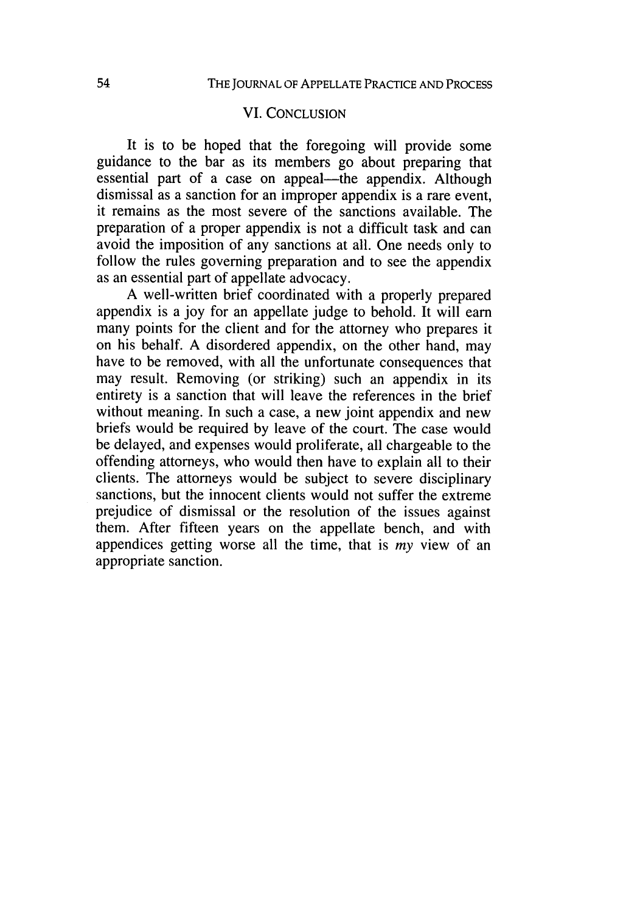## VI. CONCLUSION

It is to be hoped that the foregoing will provide some guidance to the bar as its members go about preparing that essential part of a case on appeal—the appendix. Although dismissal as a sanction for an improper appendix is a rare event, it remains as the most severe of the sanctions available. The preparation of a proper appendix is not a difficult task and can avoid the imposition of any sanctions at all. One needs only to follow the rules governing preparation and to see the appendix as an essential part of appellate advocacy.

A well-written brief coordinated with a properly prepared appendix is a joy for an appellate judge to behold. It will earn many points for the client and for the attorney who prepares it on his behalf. A disordered appendix, on the other hand, may have to be removed, with all the unfortunate consequences that may result. Removing (or striking) such an appendix in its entirety is a sanction that will leave the references in the brief without meaning. In such a case, a new joint appendix and new briefs would be required by leave of the court. The case would be delayed, and expenses would proliferate, all chargeable to the offending attorneys, who would then have to explain all to their clients. The attorneys would be subject to severe disciplinary sanctions, but the innocent clients would not suffer the extreme prejudice of dismissal or the resolution of the issues against them. After fifteen years on the appellate bench, and with appendices getting worse all the time, that is *my* view of an appropriate sanction.